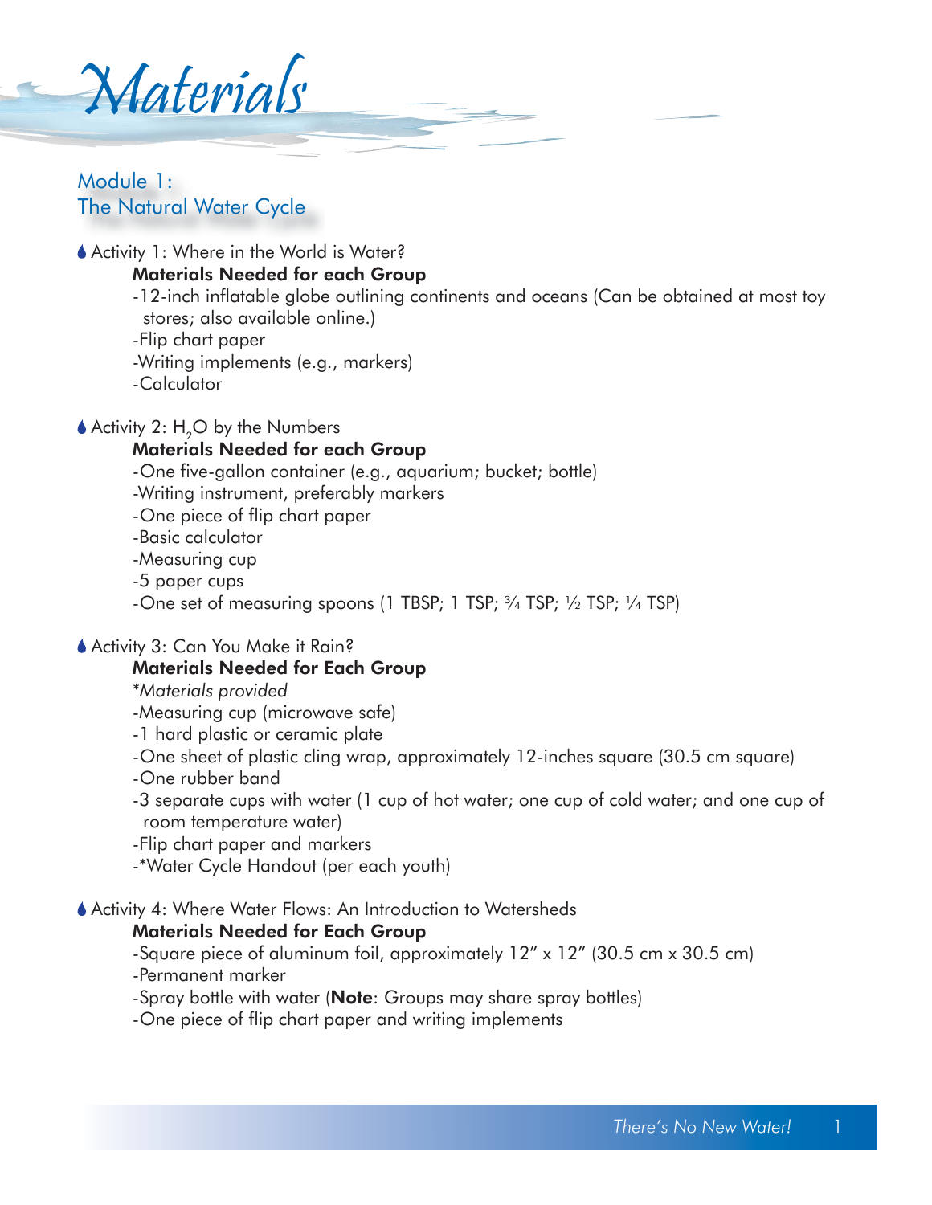# Materials

## Module 1: The Natural Water Cycle

### Activity 1: Where in the World is Water?

**Materials Needed for each Group**

- 12-inch inflatable globe outlining continents and oceans (Can be obtained at most toy stores; also available online.)
- Flip chart paper
- Writing implements (e.g., markers)
- Calculator

### Activity 2: $H_2O$ by the Numbers

**Materials Needed for each Group**

- One five-gallon container (e.g., aquarium; bucket; bottle)
- Writing instrument, preferably markers
- One piece of flip chart paper
- Basic calculator
- Measuring cup
- 5 paper cups
- One set of measuring spoons (1 TBSP; 1 TSP; ¾ TSP; ½ TSP; ¼ TSP)

### Activity 3: Can You Make it Rain?

**Materials Needed for Each Group**

*\*Materials provided*

- Measuring cup (microwave safe)
- 1 hard plastic or ceramic plate
- One sheet of plastic cling wrap, approximately 12-inches square (30.5 cm square)
- One rubber band
- 3 separate cups with water (1 cup of hot water; one cup of cold water; and one cup of room temperature water)
- Flip chart paper and markers
- \*Water Cycle Handout (per each youth)

### Activity 4: Where Water Flows: An Introduction to Watersheds

**Materials Needed for Each Group**

- Square piece of aluminum foil, approximately 12" x 12" (30.5 cm x 30.5 cm)
- Permanent marker
- Spray bottle with water (**Note**: Groups may share spray bottles)
- One piece of flip chart paper and writing implements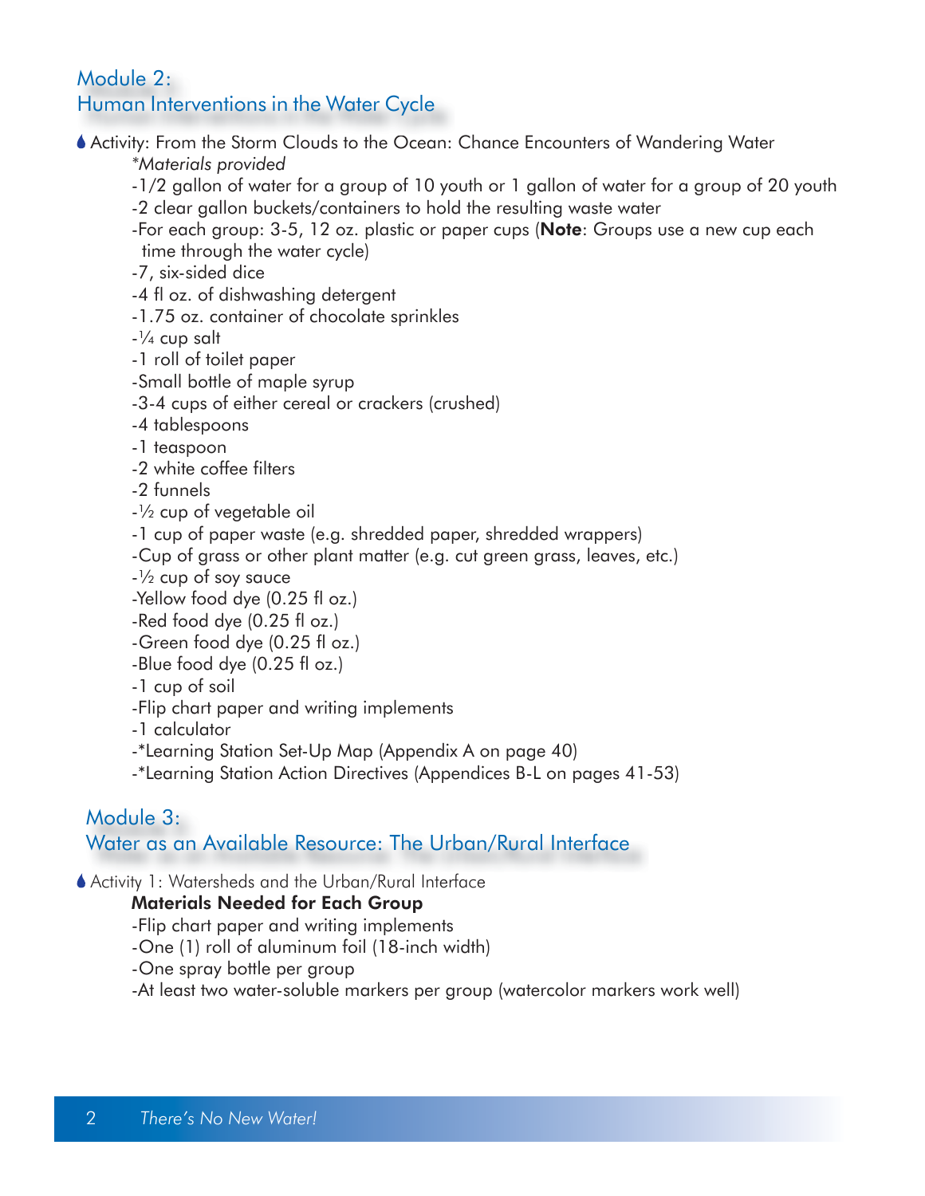## Module 2:
## Human Interventions in the Water Cycle

- Activity: From the Storm Clouds to the Ocean: Chance Encounters of Wandering Water

  *\*Materials provided*

  -1/2 gallon of water for a group of 10 youth or 1 gallon of water for a group of 20 youth
  -2 clear gallon buckets/containers to hold the resulting waste water
  -For each group: 3-5, 12 oz. plastic or paper cups (**Note**: Groups use a new cup each time through the water cycle)
  -7, six-sided dice
  -4 fl oz. of dishwashing detergent
  -1.75 oz. container of chocolate sprinkles
  -¼ cup salt
  -1 roll of toilet paper
  -Small bottle of maple syrup
  -3-4 cups of either cereal or crackers (crushed)
  -4 tablespoons
  -1 teaspoon
  -2 white coffee filters
  -2 funnels
  -½ cup of vegetable oil
  -1 cup of paper waste (e.g. shredded paper, shredded wrappers)
  -Cup of grass or other plant matter (e.g. cut green grass, leaves, etc.)
  -½ cup of soy sauce
  -Yellow food dye (0.25 fl oz.)
  -Red food dye (0.25 fl oz.)
  -Green food dye (0.25 fl oz.)
  -Blue food dye (0.25 fl oz.)
  -1 cup of soil
  -Flip chart paper and writing implements
  -1 calculator
  -*Learning Station Set-Up Map (Appendix A on page 40)
  -*Learning Station Action Directives (Appendices B-L on pages 41-53)

## Module 3:
## Water as an Available Resource: The Urban/Rural Interface

- Activity 1: Watersheds and the Urban/Rural Interface

  **Materials Needed for Each Group**

  -Flip chart paper and writing implements
  -One (1) roll of aluminum foil (18-inch width)
  -One spray bottle per group
  -At least two water-soluble markers per group (watercolor markers work well)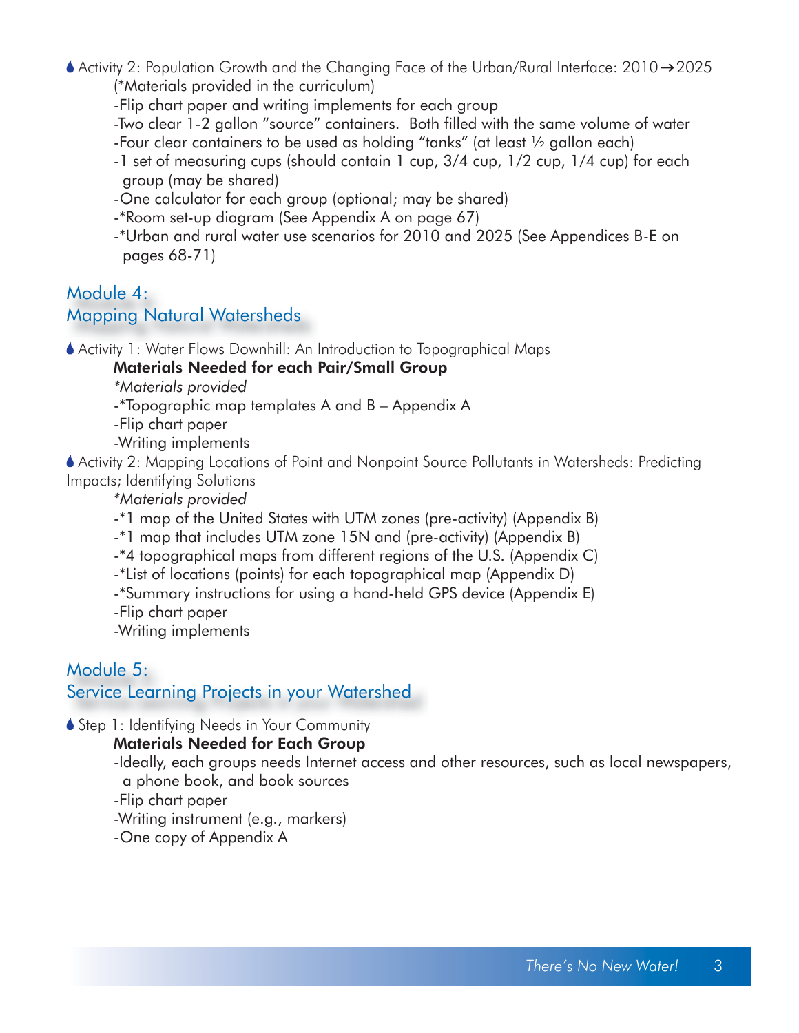💧 Activity 2: Population Growth and the Changing Face of the Urban/Rural Interface: 2010→2025

(*Materials provided in the curriculum)

- -Flip chart paper and writing implements for each group
- -Two clear 1-2 gallon "source" containers. Both filled with the same volume of water
- -Four clear containers to be used as holding "tanks" (at least ½ gallon each)
- -1 set of measuring cups (should contain 1 cup, 3/4 cup, 1/2 cup, 1/4 cup) for each group (may be shared)
- -One calculator for each group (optional; may be shared)
- -*Room set-up diagram (See Appendix A on page 67)
- -*Urban and rural water use scenarios for 2010 and 2025 (See Appendices B-E on pages 68-71)

## Module 4: Mapping Natural Watersheds

💧 Activity 1: Water Flows Downhill: An Introduction to Topographical Maps

**Materials Needed for each Pair/Small Group**

*\*Materials provided*

- -*Topographic map templates A and B – Appendix A
- -Flip chart paper
- -Writing implements

💧 Activity 2: Mapping Locations of Point and Nonpoint Source Pollutants in Watersheds: Predicting Impacts; Identifying Solutions

*\*Materials provided*

- -*1 map of the United States with UTM zones (pre-activity) (Appendix B)
- -*1 map that includes UTM zone 15N and (pre-activity) (Appendix B)
- -*4 topographical maps from different regions of the U.S. (Appendix C)
- -*List of locations (points) for each topographical map (Appendix D)
- -*Summary instructions for using a hand-held GPS device (Appendix E)
- -Flip chart paper
- -Writing implements

## Module 5: Service Learning Projects in your Watershed

💧 Step 1: Identifying Needs in Your Community

**Materials Needed for Each Group**

- -Ideally, each groups needs Internet access and other resources, such as local newspapers, a phone book, and book sources
- -Flip chart paper
- -Writing instrument (e.g., markers)
- -One copy of Appendix A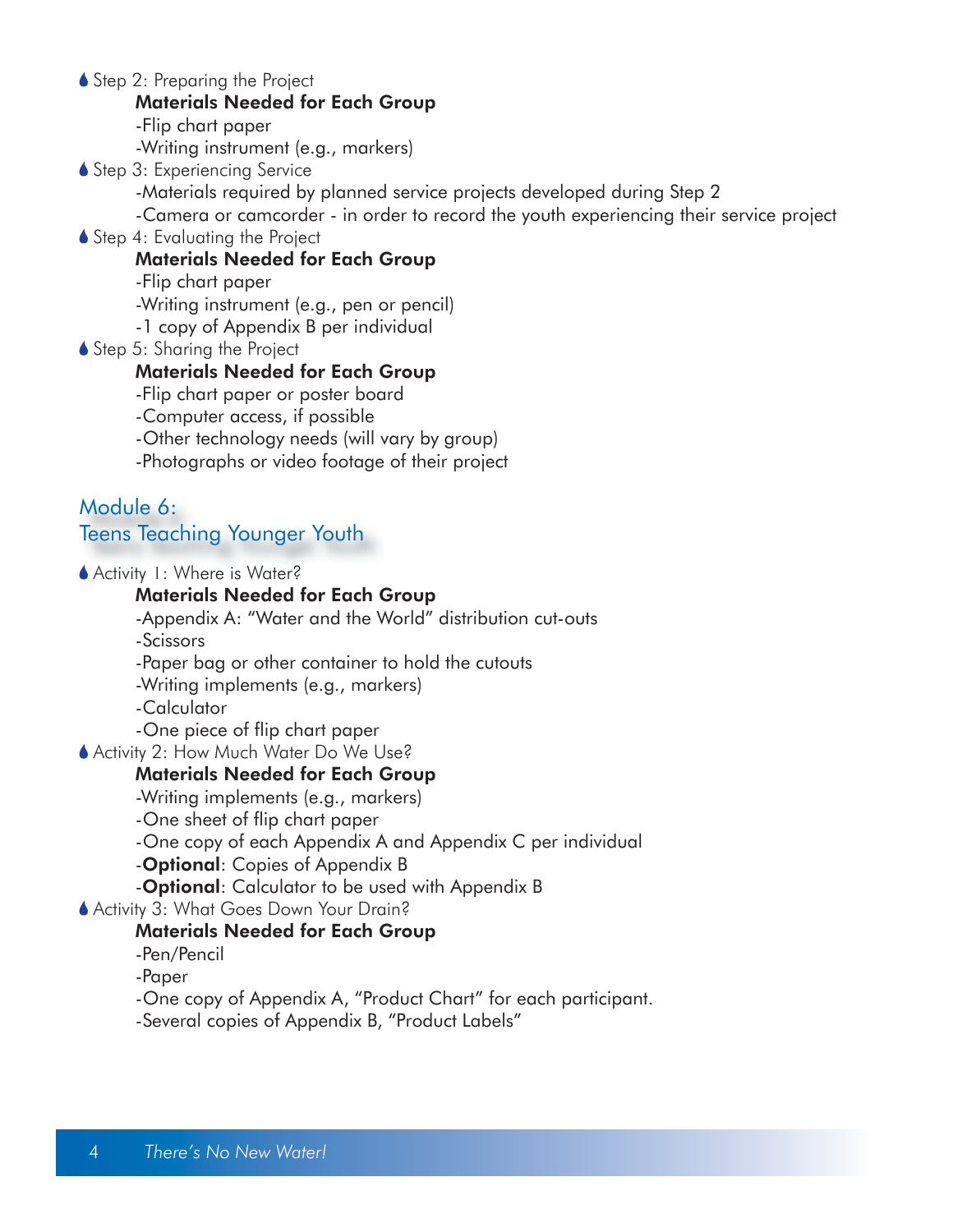- Step 2: Preparing the Project

  **Materials Needed for Each Group**

  -Flip chart paper

  -Writing instrument (e.g., markers)

- Step 3: Experiencing Service

  -Materials required by planned service projects developed during Step 2

  -Camera or camcorder - in order to record the youth experiencing their service project

- Step 4: Evaluating the Project

  **Materials Needed for Each Group**

  -Flip chart paper

  -Writing instrument (e.g., pen or pencil)

  -1 copy of Appendix B per individual

- Step 5: Sharing the Project

  **Materials Needed for Each Group**

  -Flip chart paper or poster board

  -Computer access, if possible

  -Other technology needs (will vary by group)

  -Photographs or video footage of their project

## Module 6: Teens Teaching Younger Youth

- Activity 1: Where is Water?

  **Materials Needed for Each Group**

  -Appendix A: "Water and the World" distribution cut-outs

  -Scissors

  -Paper bag or other container to hold the cutouts

  -Writing implements (e.g., markers)

  -Calculator

  -One piece of flip chart paper

- Activity 2: How Much Water Do We Use?

  **Materials Needed for Each Group**

  -Writing implements (e.g., markers)

  -One sheet of flip chart paper

  -One copy of each Appendix A and Appendix C per individual

  -**Optional**: Copies of Appendix B

  -**Optional**: Calculator to be used with Appendix B

- Activity 3: What Goes Down Your Drain?

  **Materials Needed for Each Group**

  -Pen/Pencil

  -Paper

  -One copy of Appendix A, "Product Chart" for each participant.

  -Several copies of Appendix B, "Product Labels"